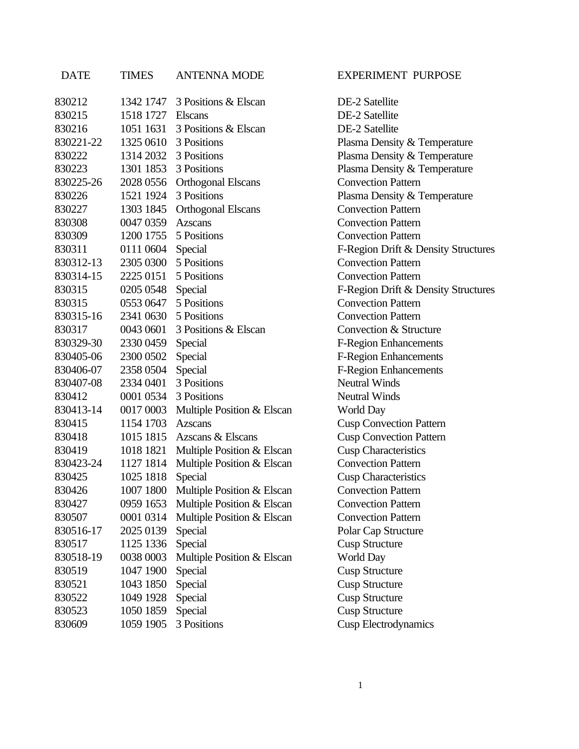| DATE | TIMES | ANTENNA MODE | EXPERIMENT PURPOSE |
| --- | --- | --- | --- |
| 830212 | 1342 1747 | 3 Positions & Elscan | DE-2 Satellite |
| 830215 | 1518 1727 | Elscans | DE-2 Satellite |
| 830216 | 1051 1631 | 3 Positions & Elscan | DE-2 Satellite |
| 830221-22 | 1325 0610 | 3 Positions | Plasma Density & Temperature |
| 830222 | 1314 2032 | 3 Positions | Plasma Density & Temperature |
| 830223 | 1301 1853 | 3 Positions | Plasma Density & Temperature |
| 830225-26 | 2028 0556 | Orthogonal Elscans | Convection Pattern |
| 830226 | 1521 1924 | 3 Positions | Plasma Density & Temperature |
| 830227 | 1303 1845 | Orthogonal Elscans | Convection Pattern |
| 830308 | 0047 0359 | Azscans | Convection Pattern |
| 830309 | 1200 1755 | 5 Positions | Convection Pattern |
| 830311 | 0111 0604 | Special | F-Region Drift & Density Structures |
| 830312-13 | 2305 0300 | 5 Positions | Convection Pattern |
| 830314-15 | 2225 0151 | 5 Positions | Convection Pattern |
| 830315 | 0205 0548 | Special | F-Region Drift & Density Structures |
| 830315 | 0553 0647 | 5 Positions | Convection Pattern |
| 830315-16 | 2341 0630 | 5 Positions | Convection Pattern |
| 830317 | 0043 0601 | 3 Positions & Elscan | Convection & Structure |
| 830329-30 | 2330 0459 | Special | F-Region Enhancements |
| 830405-06 | 2300 0502 | Special | F-Region Enhancements |
| 830406-07 | 2358 0504 | Special | F-Region Enhancements |
| 830407-08 | 2334 0401 | 3 Positions | Neutral Winds |
| 830412 | 0001 0534 | 3 Positions | Neutral Winds |
| 830413-14 | 0017 0003 | Multiple Position & Elscan | World Day |
| 830415 | 1154 1703 | Azscans | Cusp Convection Pattern |
| 830418 | 1015 1815 | Azscans & Elscans | Cusp Convection Pattern |
| 830419 | 1018 1821 | Multiple Position & Elscan | Cusp Characteristics |
| 830423-24 | 1127 1814 | Multiple Position & Elscan | Convection Pattern |
| 830425 | 1025 1818 | Special | Cusp Characteristics |
| 830426 | 1007 1800 | Multiple Position & Elscan | Convection Pattern |
| 830427 | 0959 1653 | Multiple Position & Elscan | Convection Pattern |
| 830507 | 0001 0314 | Multiple Position & Elscan | Convection Pattern |
| 830516-17 | 2025 0139 | Special | Polar Cap Structure |
| 830517 | 1125 1336 | Special | Cusp Structure |
| 830518-19 | 0038 0003 | Multiple Position & Elscan | World Day |
| 830519 | 1047 1900 | Special | Cusp Structure |
| 830521 | 1043 1850 | Special | Cusp Structure |
| 830522 | 1049 1928 | Special | Cusp Structure |
| 830523 | 1050 1859 | Special | Cusp Structure |
| 830609 | 1059 1905 | 3 Positions | Cusp Electrodynamics |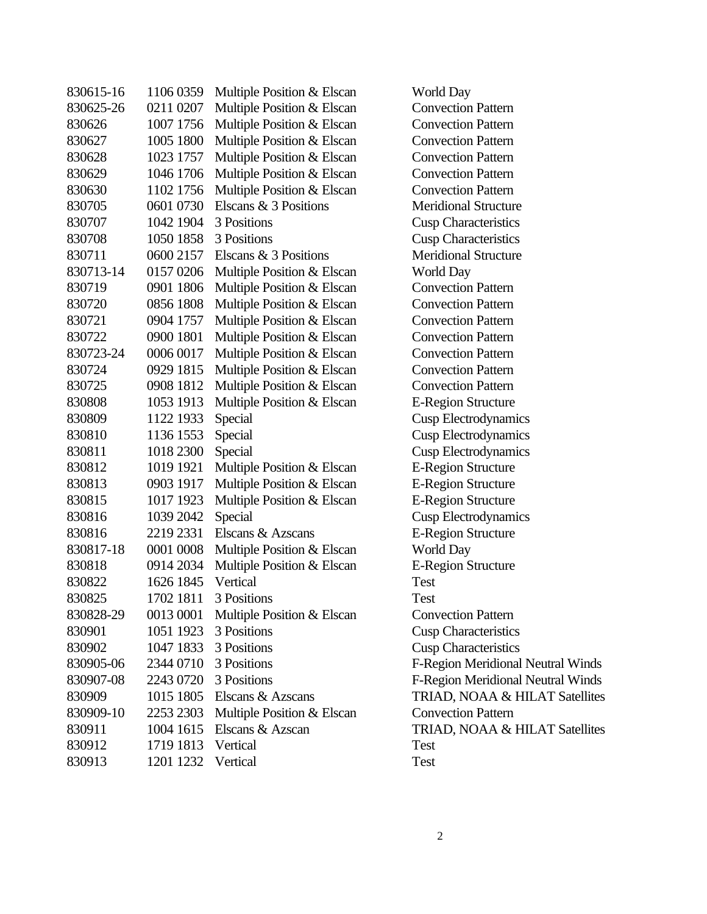| | | | | |
|---|---|---|---|---|
| 830615-16 | 1106 | 0359 | Multiple Position & Elscan | World Day |
| 830625-26 | 0211 | 0207 | Multiple Position & Elscan | Convection Pattern |
| 830626 | 1007 | 1756 | Multiple Position & Elscan | Convection Pattern |
| 830627 | 1005 | 1800 | Multiple Position & Elscan | Convection Pattern |
| 830628 | 1023 | 1757 | Multiple Position & Elscan | Convection Pattern |
| 830629 | 1046 | 1706 | Multiple Position & Elscan | Convection Pattern |
| 830630 | 1102 | 1756 | Multiple Position & Elscan | Convection Pattern |
| 830705 | 0601 | 0730 | Elscans & 3 Positions | Meridional Structure |
| 830707 | 1042 | 1904 | 3 Positions | Cusp Characteristics |
| 830708 | 1050 | 1858 | 3 Positions | Cusp Characteristics |
| 830711 | 0600 | 2157 | Elscans & 3 Positions | Meridional Structure |
| 830713-14 | 0157 | 0206 | Multiple Position & Elscan | World Day |
| 830719 | 0901 | 1806 | Multiple Position & Elscan | Convection Pattern |
| 830720 | 0856 | 1808 | Multiple Position & Elscan | Convection Pattern |
| 830721 | 0904 | 1757 | Multiple Position & Elscan | Convection Pattern |
| 830722 | 0900 | 1801 | Multiple Position & Elscan | Convection Pattern |
| 830723-24 | 0006 | 0017 | Multiple Position & Elscan | Convection Pattern |
| 830724 | 0929 | 1815 | Multiple Position & Elscan | Convection Pattern |
| 830725 | 0908 | 1812 | Multiple Position & Elscan | Convection Pattern |
| 830808 | 1053 | 1913 | Multiple Position & Elscan | E-Region Structure |
| 830809 | 1122 | 1933 | Special | Cusp Electrodynamics |
| 830810 | 1136 | 1553 | Special | Cusp Electrodynamics |
| 830811 | 1018 | 2300 | Special | Cusp Electrodynamics |
| 830812 | 1019 | 1921 | Multiple Position & Elscan | E-Region Structure |
| 830813 | 0903 | 1917 | Multiple Position & Elscan | E-Region Structure |
| 830815 | 1017 | 1923 | Multiple Position & Elscan | E-Region Structure |
| 830816 | 1039 | 2042 | Special | Cusp Electrodynamics |
| 830816 | 2219 | 2331 | Elscans & Azscans | E-Region Structure |
| 830817-18 | 0001 | 0008 | Multiple Position & Elscan | World Day |
| 830818 | 0914 | 2034 | Multiple Position & Elscan | E-Region Structure |
| 830822 | 1626 | 1845 | Vertical | Test |
| 830825 | 1702 | 1811 | 3 Positions | Test |
| 830828-29 | 0013 | 0001 | Multiple Position & Elscan | Convection Pattern |
| 830901 | 1051 | 1923 | 3 Positions | Cusp Characteristics |
| 830902 | 1047 | 1833 | 3 Positions | Cusp Characteristics |
| 830905-06 | 2344 | 0710 | 3 Positions | F-Region Meridional Neutral Winds |
| 830907-08 | 2243 | 0720 | 3 Positions | F-Region Meridional Neutral Winds |
| 830909 | 1015 | 1805 | Elscans & Azscans | TRIAD, NOAA & HILAT Satellites |
| 830909-10 | 2253 | 2303 | Multiple Position & Elscan | Convection Pattern |
| 830911 | 1004 | 1615 | Elscans & Azscan | TRIAD, NOAA & HILAT Satellites |
| 830912 | 1719 | 1813 | Vertical | Test |
| 830913 | 1201 | 1232 | Vertical | Test |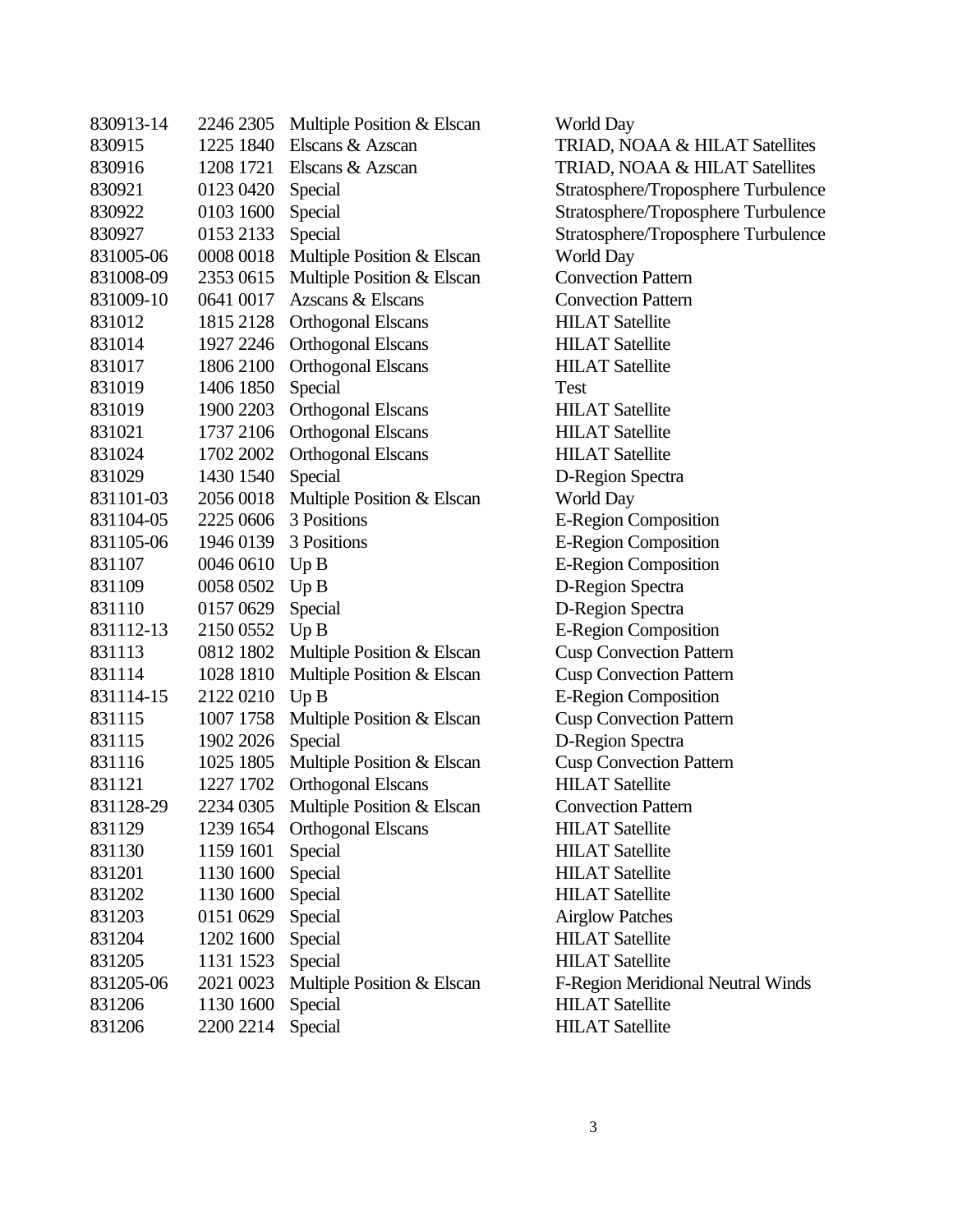| | | | |
|---|---|---|---|
| 830913-14 | 2246 2305 | Multiple Position & Elscan | World Day |
| 830915 | 1225 1840 | Elscans & Azscan | TRIAD, NOAA & HILAT Satellites |
| 830916 | 1208 1721 | Elscans & Azscan | TRIAD, NOAA & HILAT Satellites |
| 830921 | 0123 0420 | Special | Stratosphere/Troposphere Turbulence |
| 830922 | 0103 1600 | Special | Stratosphere/Troposphere Turbulence |
| 830927 | 0153 2133 | Special | Stratosphere/Troposphere Turbulence |
| 831005-06 | 0008 0018 | Multiple Position & Elscan | World Day |
| 831008-09 | 2353 0615 | Multiple Position & Elscan | Convection Pattern |
| 831009-10 | 0641 0017 | Azscans & Elscans | Convection Pattern |
| 831012 | 1815 2128 | Orthogonal Elscans | HILAT Satellite |
| 831014 | 1927 2246 | Orthogonal Elscans | HILAT Satellite |
| 831017 | 1806 2100 | Orthogonal Elscans | HILAT Satellite |
| 831019 | 1406 1850 | Special | Test |
| 831019 | 1900 2203 | Orthogonal Elscans | HILAT Satellite |
| 831021 | 1737 2106 | Orthogonal Elscans | HILAT Satellite |
| 831024 | 1702 2002 | Orthogonal Elscans | HILAT Satellite |
| 831029 | 1430 1540 | Special | D-Region Spectra |
| 831101-03 | 2056 0018 | Multiple Position & Elscan | World Day |
| 831104-05 | 2225 0606 | 3 Positions | E-Region Composition |
| 831105-06 | 1946 0139 | 3 Positions | E-Region Composition |
| 831107 | 0046 0610 | Up B | E-Region Composition |
| 831109 | 0058 0502 | Up B | D-Region Spectra |
| 831110 | 0157 0629 | Special | D-Region Spectra |
| 831112-13 | 2150 0552 | Up B | E-Region Composition |
| 831113 | 0812 1802 | Multiple Position & Elscan | Cusp Convection Pattern |
| 831114 | 1028 1810 | Multiple Position & Elscan | Cusp Convection Pattern |
| 831114-15 | 2122 0210 | Up B | E-Region Composition |
| 831115 | 1007 1758 | Multiple Position & Elscan | Cusp Convection Pattern |
| 831115 | 1902 2026 | Special | D-Region Spectra |
| 831116 | 1025 1805 | Multiple Position & Elscan | Cusp Convection Pattern |
| 831121 | 1227 1702 | Orthogonal Elscans | HILAT Satellite |
| 831128-29 | 2234 0305 | Multiple Position & Elscan | Convection Pattern |
| 831129 | 1239 1654 | Orthogonal Elscans | HILAT Satellite |
| 831130 | 1159 1601 | Special | HILAT Satellite |
| 831201 | 1130 1600 | Special | HILAT Satellite |
| 831202 | 1130 1600 | Special | HILAT Satellite |
| 831203 | 0151 0629 | Special | Airglow Patches |
| 831204 | 1202 1600 | Special | HILAT Satellite |
| 831205 | 1131 1523 | Special | HILAT Satellite |
| 831205-06 | 2021 0023 | Multiple Position & Elscan | F-Region Meridional Neutral Winds |
| 831206 | 1130 1600 | Special | HILAT Satellite |
| 831206 | 2200 2214 | Special | HILAT Satellite |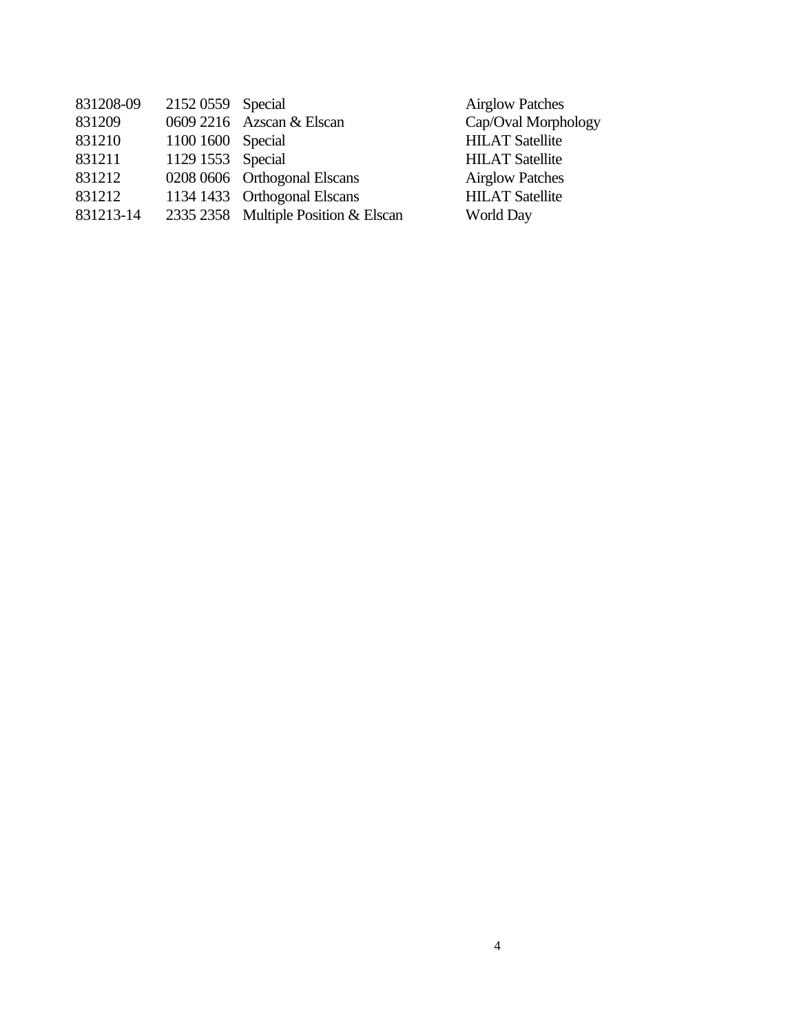| | | | | |
|---|---|---|---|---|
| 831208-09 | 2152 | 0559 | Special | Airglow Patches |
| 831209 | 0609 | 2216 | Azscan & Elscan | Cap/Oval Morphology |
| 831210 | 1100 | 1600 | Special | HILAT Satellite |
| 831211 | 1129 | 1553 | Special | HILAT Satellite |
| 831212 | 0208 | 0606 | Orthogonal Elscans | Airglow Patches |
| 831212 | 1134 | 1433 | Orthogonal Elscans | HILAT Satellite |
| 831213-14 | 2335 | 2358 | Multiple Position & Elscan | World Day |